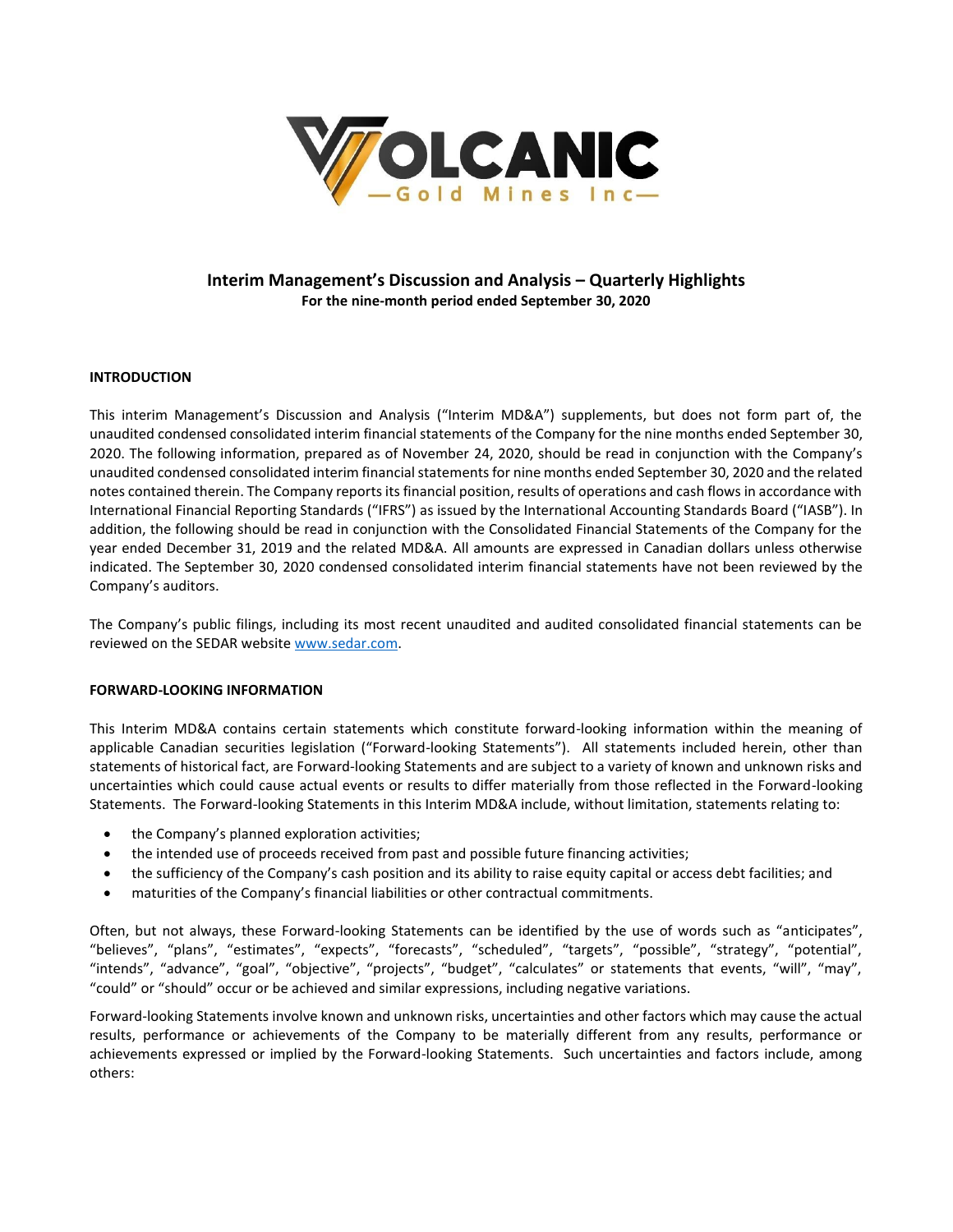# Interim Management's Discussion and Analysis – Quarterly Highlights

**For the nine-month period ended September 30, 2020**

## INTRODUCTION

This interim Management's Discussion and Analysis ("Interim MD&A") supplements, but does not form part of, the unaudited condensed consolidated interim financial statements of the Company for the nine months ended September 30, 2020. The following information, prepared as of November 24, 2020, should be read in conjunction with the Company's unaudited condensed consolidated interim financial statements for nine months ended September 30, 2020 and the related notes contained therein. The Company reports its financial position, results of operations and cash flows in accordance with International Financial Reporting Standards ("IFRS") as issued by the International Accounting Standards Board ("IASB"). In addition, the following should be read in conjunction with the Consolidated Financial Statements of the Company for the year ended December 31, 2019 and the related MD&A. All amounts are expressed in Canadian dollars unless otherwise indicated. The September 30, 2020 condensed consolidated interim financial statements have not been reviewed by the Company's auditors.

The Company's public filings, including its most recent unaudited and audited consolidated financial statements can be reviewed on the SEDAR website www.sedar.com.

## FORWARD-LOOKING INFORMATION

This Interim MD&A contains certain statements which constitute forward-looking information within the meaning of applicable Canadian securities legislation ("Forward-looking Statements"). All statements included herein, other than statements of historical fact, are Forward-looking Statements and are subject to a variety of known and unknown risks and uncertainties which could cause actual events or results to differ materially from those reflected in the Forward-looking Statements. The Forward-looking Statements in this Interim MD&A include, without limitation, statements relating to:

- the Company's planned exploration activities;
- the intended use of proceeds received from past and possible future financing activities;
- the sufficiency of the Company's cash position and its ability to raise equity capital or access debt facilities; and
- maturities of the Company's financial liabilities or other contractual commitments.

Often, but not always, these Forward-looking Statements can be identified by the use of words such as "anticipates", "believes", "plans", "estimates", "expects", "forecasts", "scheduled", "targets", "possible", "strategy", "potential", "intends", "advance", "goal", "objective", "projects", "budget", "calculates" or statements that events, "will", "may", "could" or "should" occur or be achieved and similar expressions, including negative variations.

Forward-looking Statements involve known and unknown risks, uncertainties and other factors which may cause the actual results, performance or achievements of the Company to be materially different from any results, performance or achievements expressed or implied by the Forward-looking Statements. Such uncertainties and factors include, among others: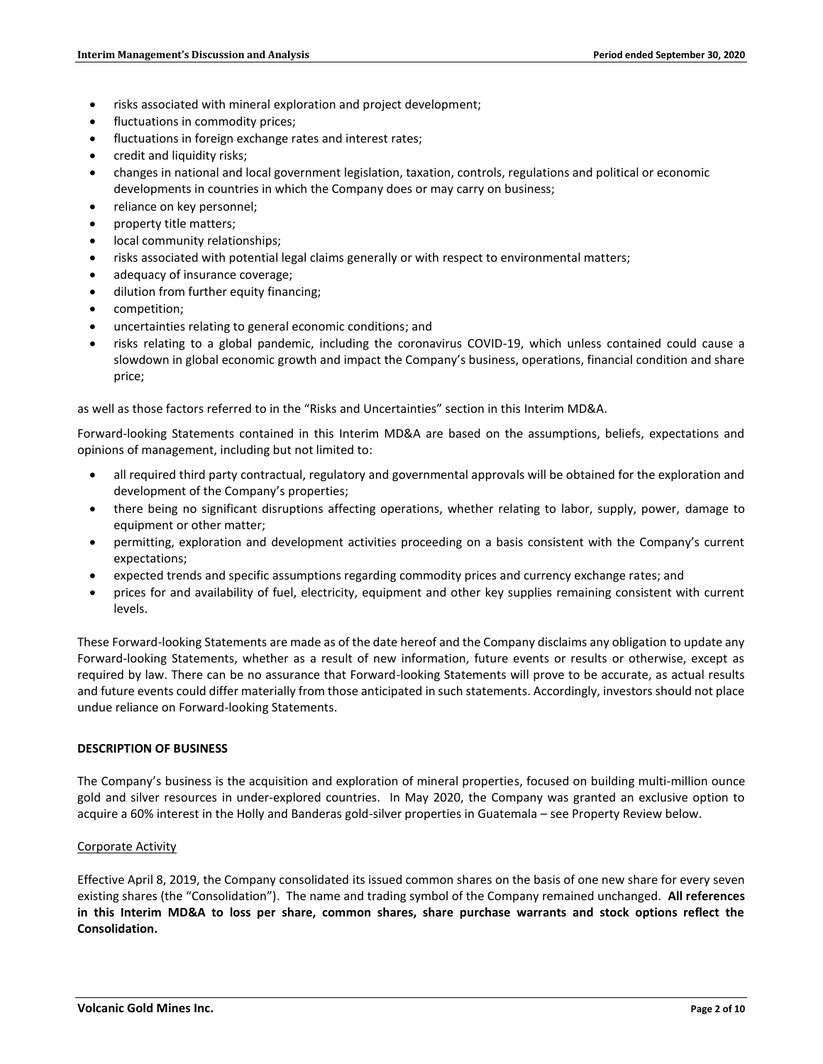- risks associated with mineral exploration and project development;
- fluctuations in commodity prices;
- fluctuations in foreign exchange rates and interest rates;
- credit and liquidity risks;
- changes in national and local government legislation, taxation, controls, regulations and political or economic developments in countries in which the Company does or may carry on business;
- reliance on key personnel;
- property title matters;
- local community relationships;
- risks associated with potential legal claims generally or with respect to environmental matters;
- adequacy of insurance coverage;
- dilution from further equity financing;
- competition;
- uncertainties relating to general economic conditions; and
- risks relating to a global pandemic, including the coronavirus COVID-19, which unless contained could cause a slowdown in global economic growth and impact the Company's business, operations, financial condition and share price;

as well as those factors referred to in the "Risks and Uncertainties" section in this Interim MD&A.

Forward-looking Statements contained in this Interim MD&A are based on the assumptions, beliefs, expectations and opinions of management, including but not limited to:

- all required third party contractual, regulatory and governmental approvals will be obtained for the exploration and development of the Company's properties;
- there being no significant disruptions affecting operations, whether relating to labor, supply, power, damage to equipment or other matter;
- permitting, exploration and development activities proceeding on a basis consistent with the Company's current expectations;
- expected trends and specific assumptions regarding commodity prices and currency exchange rates; and
- prices for and availability of fuel, electricity, equipment and other key supplies remaining consistent with current levels.

These Forward-looking Statements are made as of the date hereof and the Company disclaims any obligation to update any Forward-looking Statements, whether as a result of new information, future events or results or otherwise, except as required by law. There can be no assurance that Forward-looking Statements will prove to be accurate, as actual results and future events could differ materially from those anticipated in such statements. Accordingly, investors should not place undue reliance on Forward-looking Statements.

## DESCRIPTION OF BUSINESS

The Company's business is the acquisition and exploration of mineral properties, focused on building multi-million ounce gold and silver resources in under-explored countries. In May 2020, the Company was granted an exclusive option to acquire a 60% interest in the Holly and Banderas gold-silver properties in Guatemala – see Property Review below.

### Corporate Activity

Effective April 8, 2019, the Company consolidated its issued common shares on the basis of one new share for every seven existing shares (the "Consolidation"). The name and trading symbol of the Company remained unchanged. **All references in this Interim MD&A to loss per share, common shares, share purchase warrants and stock options reflect the Consolidation.**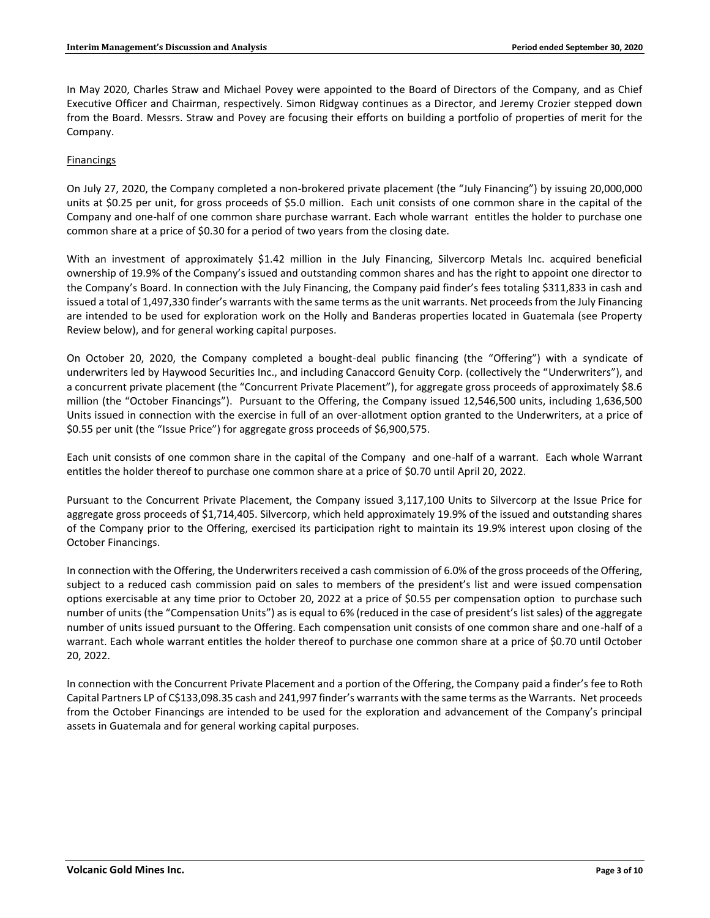In May 2020, Charles Straw and Michael Povey were appointed to the Board of Directors of the Company, and as Chief Executive Officer and Chairman, respectively. Simon Ridgway continues as a Director, and Jeremy Crozier stepped down from the Board. Messrs. Straw and Povey are focusing their efforts on building a portfolio of properties of merit for the Company.

Financings

On July 27, 2020, the Company completed a non-brokered private placement (the "July Financing") by issuing 20,000,000 units at $0.25 per unit, for gross proceeds of $5.0 million. Each unit consists of one common share in the capital of the Company and one-half of one common share purchase warrant. Each whole warrant entitles the holder to purchase one common share at a price of $0.30 for a period of two years from the closing date.

With an investment of approximately $1.42 million in the July Financing, Silvercorp Metals Inc. acquired beneficial ownership of 19.9% of the Company's issued and outstanding common shares and has the right to appoint one director to the Company's Board. In connection with the July Financing, the Company paid finder's fees totaling $311,833 in cash and issued a total of 1,497,330 finder's warrants with the same terms as the unit warrants. Net proceeds from the July Financing are intended to be used for exploration work on the Holly and Banderas properties located in Guatemala (see Property Review below), and for general working capital purposes.

On October 20, 2020, the Company completed a bought-deal public financing (the "Offering") with a syndicate of underwriters led by Haywood Securities Inc., and including Canaccord Genuity Corp. (collectively the "Underwriters"), and a concurrent private placement (the "Concurrent Private Placement"), for aggregate gross proceeds of approximately $8.6 million (the "October Financings"). Pursuant to the Offering, the Company issued 12,546,500 units, including 1,636,500 Units issued in connection with the exercise in full of an over-allotment option granted to the Underwriters, at a price of $0.55 per unit (the "Issue Price") for aggregate gross proceeds of $6,900,575.

Each unit consists of one common share in the capital of the Company and one-half of a warrant. Each whole Warrant entitles the holder thereof to purchase one common share at a price of $0.70 until April 20, 2022.

Pursuant to the Concurrent Private Placement, the Company issued 3,117,100 Units to Silvercorp at the Issue Price for aggregate gross proceeds of $1,714,405. Silvercorp, which held approximately 19.9% of the issued and outstanding shares of the Company prior to the Offering, exercised its participation right to maintain its 19.9% interest upon closing of the October Financings.

In connection with the Offering, the Underwriters received a cash commission of 6.0% of the gross proceeds of the Offering, subject to a reduced cash commission paid on sales to members of the president's list and were issued compensation options exercisable at any time prior to October 20, 2022 at a price of $0.55 per compensation option to purchase such number of units (the "Compensation Units") as is equal to 6% (reduced in the case of president's list sales) of the aggregate number of units issued pursuant to the Offering. Each compensation unit consists of one common share and one-half of a warrant. Each whole warrant entitles the holder thereof to purchase one common share at a price of $0.70 until October 20, 2022.

In connection with the Concurrent Private Placement and a portion of the Offering, the Company paid a finder's fee to Roth Capital Partners LP of C$133,098.35 cash and 241,997 finder's warrants with the same terms as the Warrants. Net proceeds from the October Financings are intended to be used for the exploration and advancement of the Company's principal assets in Guatemala and for general working capital purposes.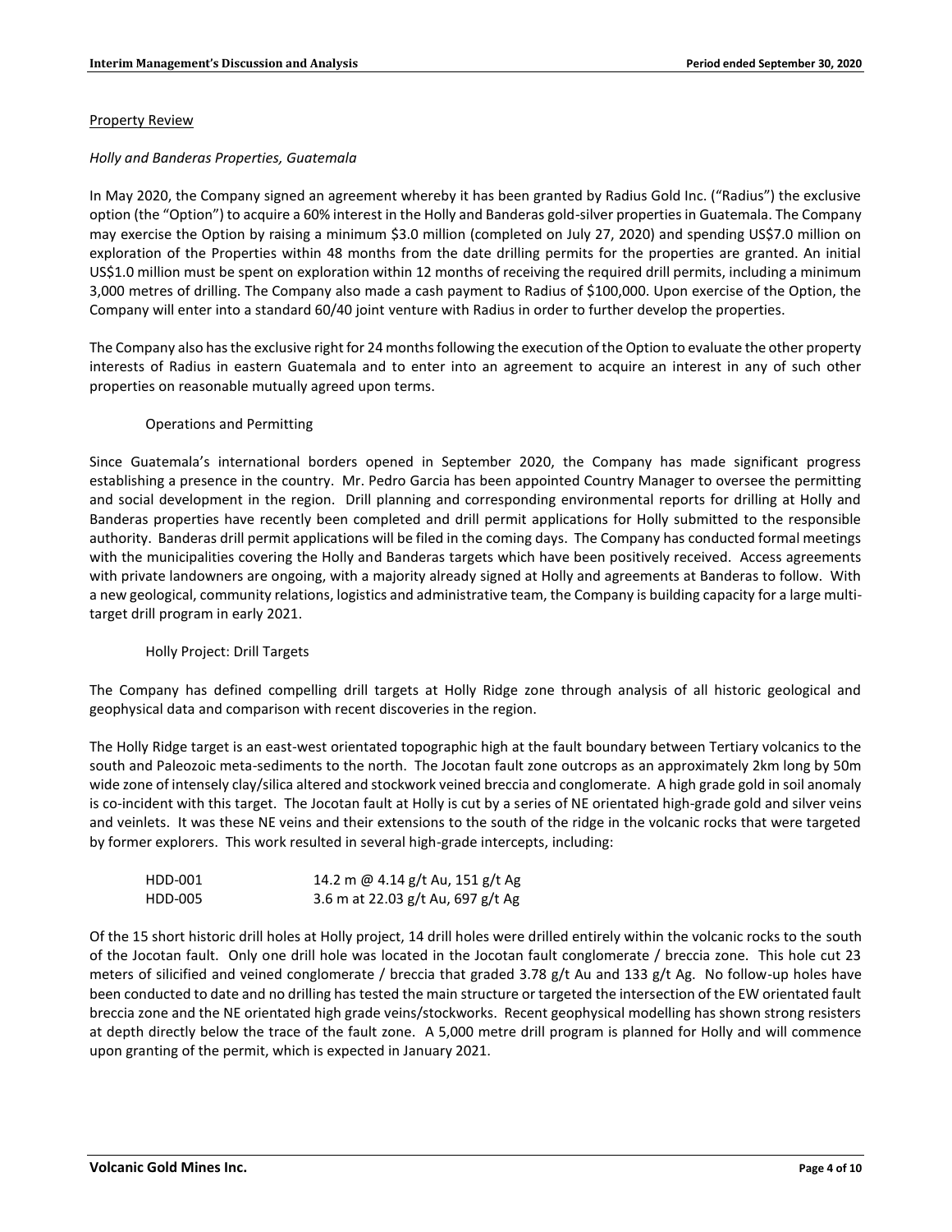## Property Review

### *Holly and Banderas Properties, Guatemala*

In May 2020, the Company signed an agreement whereby it has been granted by Radius Gold Inc. ("Radius") the exclusive option (the "Option") to acquire a 60% interest in the Holly and Banderas gold-silver properties in Guatemala. The Company may exercise the Option by raising a minimum $3.0 million (completed on July 27, 2020) and spending US$7.0 million on exploration of the Properties within 48 months from the date drilling permits for the properties are granted. An initial US$1.0 million must be spent on exploration within 12 months of receiving the required drill permits, including a minimum 3,000 metres of drilling. The Company also made a cash payment to Radius of $100,000. Upon exercise of the Option, the Company will enter into a standard 60/40 joint venture with Radius in order to further develop the properties.

The Company also has the exclusive right for 24 months following the execution of the Option to evaluate the other property interests of Radius in eastern Guatemala and to enter into an agreement to acquire an interest in any of such other properties on reasonable mutually agreed upon terms.

#### Operations and Permitting

Since Guatemala's international borders opened in September 2020, the Company has made significant progress establishing a presence in the country. Mr. Pedro Garcia has been appointed Country Manager to oversee the permitting and social development in the region. Drill planning and corresponding environmental reports for drilling at Holly and Banderas properties have recently been completed and drill permit applications for Holly submitted to the responsible authority. Banderas drill permit applications will be filed in the coming days. The Company has conducted formal meetings with the municipalities covering the Holly and Banderas targets which have been positively received. Access agreements with private landowners are ongoing, with a majority already signed at Holly and agreements at Banderas to follow. With a new geological, community relations, logistics and administrative team, the Company is building capacity for a large multi-target drill program in early 2021.

#### Holly Project: Drill Targets

The Company has defined compelling drill targets at Holly Ridge zone through analysis of all historic geological and geophysical data and comparison with recent discoveries in the region.

The Holly Ridge target is an east-west orientated topographic high at the fault boundary between Tertiary volcanics to the south and Paleozoic meta-sediments to the north. The Jocotan fault zone outcrops as an approximately 2km long by 50m wide zone of intensely clay/silica altered and stockwork veined breccia and conglomerate. A high grade gold in soil anomaly is co-incident with this target. The Jocotan fault at Holly is cut by a series of NE orientated high-grade gold and silver veins and veinlets. It was these NE veins and their extensions to the south of the ridge in the volcanic rocks that were targeted by former explorers. This work resulted in several high-grade intercepts, including:

| | |
|---|---|
| HDD-001 | 14.2 m @ 4.14 g/t Au, 151 g/t Ag |
| HDD-005 | 3.6 m at 22.03 g/t Au, 697 g/t Ag |

Of the 15 short historic drill holes at Holly project, 14 drill holes were drilled entirely within the volcanic rocks to the south of the Jocotan fault. Only one drill hole was located in the Jocotan fault conglomerate / breccia zone. This hole cut 23 meters of silicified and veined conglomerate / breccia that graded 3.78 g/t Au and 133 g/t Ag. No follow-up holes have been conducted to date and no drilling has tested the main structure or targeted the intersection of the EW orientated fault breccia zone and the NE orientated high grade veins/stockworks. Recent geophysical modelling has shown strong resisters at depth directly below the trace of the fault zone. A 5,000 metre drill program is planned for Holly and will commence upon granting of the permit, which is expected in January 2021.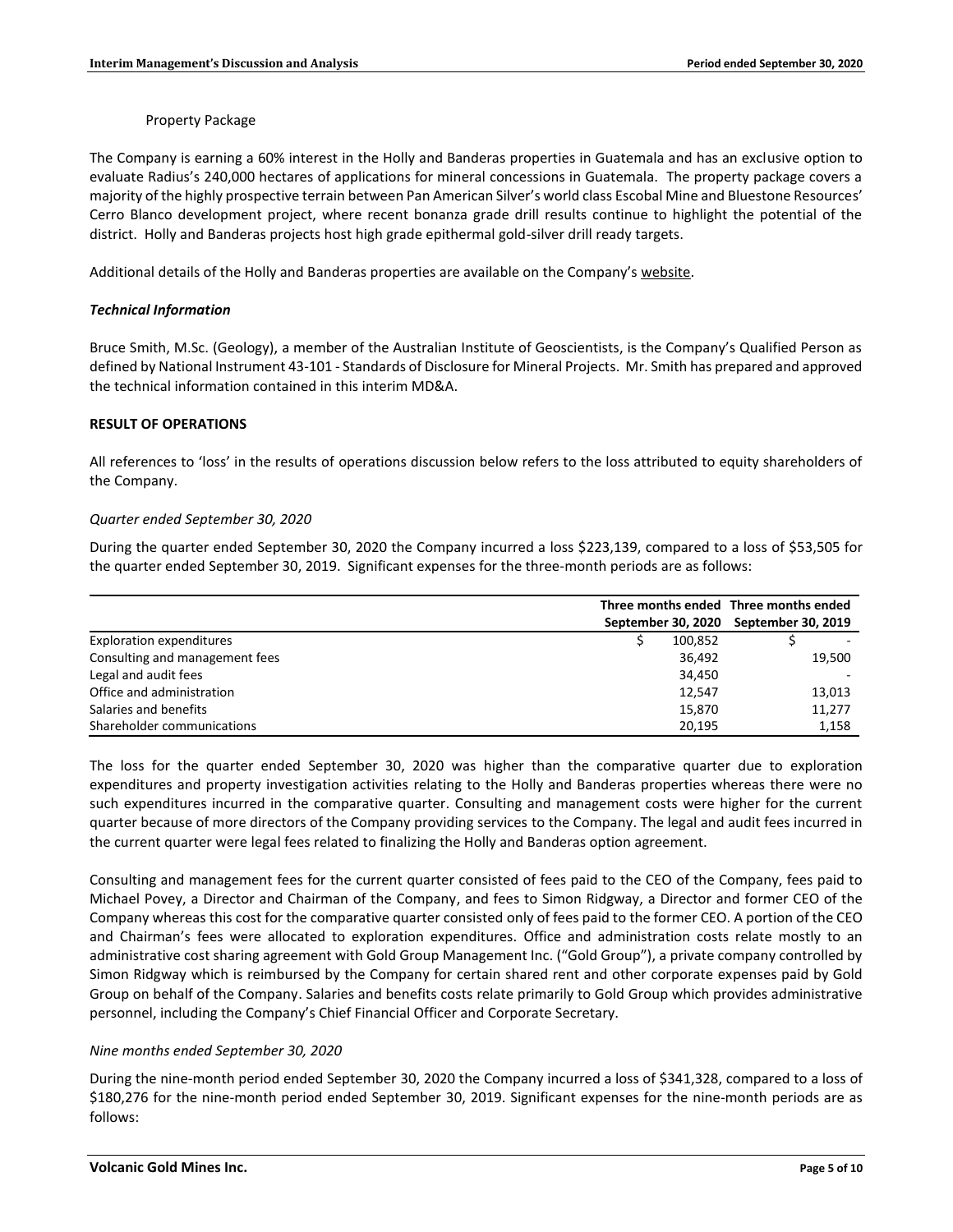Property Package

The Company is earning a 60% interest in the Holly and Banderas properties in Guatemala and has an exclusive option to evaluate Radius's 240,000 hectares of applications for mineral concessions in Guatemala. The property package covers a majority of the highly prospective terrain between Pan American Silver's world class Escobal Mine and Bluestone Resources' Cerro Blanco development project, where recent bonanza grade drill results continue to highlight the potential of the district. Holly and Banderas projects host high grade epithermal gold-silver drill ready targets.

Additional details of the Holly and Banderas properties are available on the Company's website.

### *Technical Information*

Bruce Smith, M.Sc. (Geology), a member of the Australian Institute of Geoscientists, is the Company's Qualified Person as defined by National Instrument 43-101 - Standards of Disclosure for Mineral Projects. Mr. Smith has prepared and approved the technical information contained in this interim MD&A.

## RESULT OF OPERATIONS

All references to 'loss' in the results of operations discussion below refers to the loss attributed to equity shareholders of the Company.

*Quarter ended September 30, 2020*

During the quarter ended September 30, 2020 the Company incurred a loss $223,139, compared to a loss of $53,505 for the quarter ended September 30, 2019. Significant expenses for the three-month periods are as follows:

| | Three months ended September 30, 2020 | Three months ended September 30, 2019 |
|---|---|---|
| Exploration expenditures | $ 100,852 | $ - |
| Consulting and management fees | 36,492 | 19,500 |
| Legal and audit fees | 34,450 | - |
| Office and administration | 12,547 | 13,013 |
| Salaries and benefits | 15,870 | 11,277 |
| Shareholder communications | 20,195 | 1,158 |

The loss for the quarter ended September 30, 2020 was higher than the comparative quarter due to exploration expenditures and property investigation activities relating to the Holly and Banderas properties whereas there were no such expenditures incurred in the comparative quarter. Consulting and management costs were higher for the current quarter because of more directors of the Company providing services to the Company. The legal and audit fees incurred in the current quarter were legal fees related to finalizing the Holly and Banderas option agreement.

Consulting and management fees for the current quarter consisted of fees paid to the CEO of the Company, fees paid to Michael Povey, a Director and Chairman of the Company, and fees to Simon Ridgway, a Director and former CEO of the Company whereas this cost for the comparative quarter consisted only of fees paid to the former CEO. A portion of the CEO and Chairman's fees were allocated to exploration expenditures. Office and administration costs relate mostly to an administrative cost sharing agreement with Gold Group Management Inc. ("Gold Group"), a private company controlled by Simon Ridgway which is reimbursed by the Company for certain shared rent and other corporate expenses paid by Gold Group on behalf of the Company. Salaries and benefits costs relate primarily to Gold Group which provides administrative personnel, including the Company's Chief Financial Officer and Corporate Secretary.

*Nine months ended September 30, 2020*

During the nine-month period ended September 30, 2020 the Company incurred a loss of $341,328, compared to a loss of $180,276 for the nine-month period ended September 30, 2019. Significant expenses for the nine-month periods are as follows: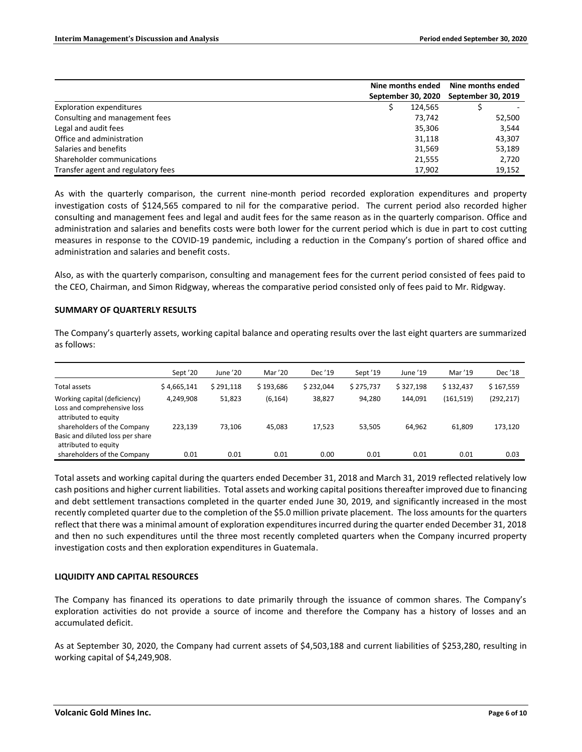| | Nine months ended September 30, 2020 | Nine months ended September 30, 2019 |
|---|---|---|
| Exploration expenditures | $ 124,565 | $ - |
| Consulting and management fees | 73,742 | 52,500 |
| Legal and audit fees | 35,306 | 3,544 |
| Office and administration | 31,118 | 43,307 |
| Salaries and benefits | 31,569 | 53,189 |
| Shareholder communications | 21,555 | 2,720 |
| Transfer agent and regulatory fees | 17,902 | 19,152 |

As with the quarterly comparison, the current nine-month period recorded exploration expenditures and property investigation costs of $124,565 compared to nil for the comparative period. The current period also recorded higher consulting and management fees and legal and audit fees for the same reason as in the quarterly comparison. Office and administration and salaries and benefits costs were both lower for the current period which is due in part to cost cutting measures in response to the COVID-19 pandemic, including a reduction in the Company's portion of shared office and administration and salaries and benefit costs.

Also, as with the quarterly comparison, consulting and management fees for the current period consisted of fees paid to the CEO, Chairman, and Simon Ridgway, whereas the comparative period consisted only of fees paid to Mr. Ridgway.

**SUMMARY OF QUARTERLY RESULTS**

The Company's quarterly assets, working capital balance and operating results over the last eight quarters are summarized as follows:

| | Sept '20 | June '20 | Mar '20 | Dec '19 | Sept '19 | June '19 | Mar '19 | Dec '18 |
|---|---|---|---|---|---|---|---|---|
| Total assets | $ 4,665,141 | $ 291,118 | $ 193,686 | $ 232,044 | $ 275,737 | $ 327,198 | $ 132,437 | $ 167,559 |
| Working capital (deficiency) | 4,249,908 | 51,823 | (6,164) | 38,827 | 94,280 | 144,091 | (161,519) | (292,217) |
| Loss and comprehensive loss attributed to equity shareholders of the Company | 223,139 | 73,106 | 45,083 | 17,523 | 53,505 | 64,962 | 61,809 | 173,120 |
| Basic and diluted loss per share attributed to equity shareholders of the Company | 0.01 | 0.01 | 0.01 | 0.00 | 0.01 | 0.01 | 0.01 | 0.03 |

Total assets and working capital during the quarters ended December 31, 2018 and March 31, 2019 reflected relatively low cash positions and higher current liabilities. Total assets and working capital positions thereafter improved due to financing and debt settlement transactions completed in the quarter ended June 30, 2019, and significantly increased in the most recently completed quarter due to the completion of the $5.0 million private placement. The loss amounts for the quarters reflect that there was a minimal amount of exploration expenditures incurred during the quarter ended December 31, 2018 and then no such expenditures until the three most recently completed quarters when the Company incurred property investigation costs and then exploration expenditures in Guatemala.

**LIQUIDITY AND CAPITAL RESOURCES**

The Company has financed its operations to date primarily through the issuance of common shares. The Company's exploration activities do not provide a source of income and therefore the Company has a history of losses and an accumulated deficit.

As at September 30, 2020, the Company had current assets of $4,503,188 and current liabilities of $253,280, resulting in working capital of $4,249,908.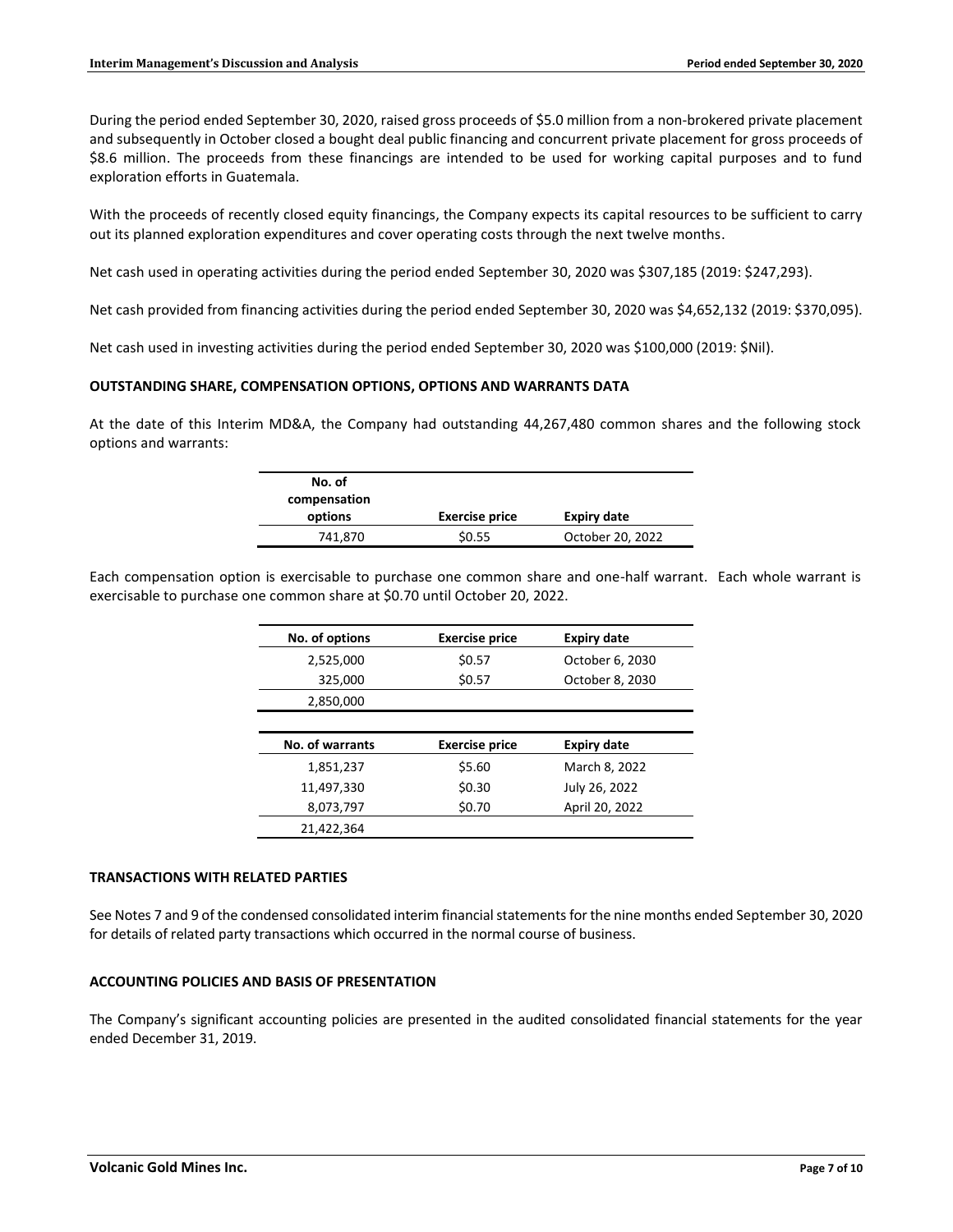During the period ended September 30, 2020, raised gross proceeds of $5.0 million from a non-brokered private placement and subsequently in October closed a bought deal public financing and concurrent private placement for gross proceeds of $8.6 million. The proceeds from these financings are intended to be used for working capital purposes and to fund exploration efforts in Guatemala.

With the proceeds of recently closed equity financings, the Company expects its capital resources to be sufficient to carry out its planned exploration expenditures and cover operating costs through the next twelve months.

Net cash used in operating activities during the period ended September 30, 2020 was $307,185 (2019: $247,293).

Net cash provided from financing activities during the period ended September 30, 2020 was $4,652,132 (2019: $370,095).

Net cash used in investing activities during the period ended September 30, 2020 was $100,000 (2019: $Nil).

## OUTSTANDING SHARE, COMPENSATION OPTIONS, OPTIONS AND WARRANTS DATA

At the date of this Interim MD&A, the Company had outstanding 44,267,480 common shares and the following stock options and warrants:

| No. of compensation options | Exercise price | Expiry date |
|---|---|---|
| 741,870 | $0.55 | October 20, 2022 |

Each compensation option is exercisable to purchase one common share and one-half warrant. Each whole warrant is exercisable to purchase one common share at $0.70 until October 20, 2022.

| No. of options | Exercise price | Expiry date |
|---|---|---|
| 2,525,000 | $0.57 | October 6, 2030 |
| 325,000 | $0.57 | October 8, 2030 |
| 2,850,000 | | |

| No. of warrants | Exercise price | Expiry date |
|---|---|---|
| 1,851,237 | $5.60 | March 8, 2022 |
| 11,497,330 | $0.30 | July 26, 2022 |
| 8,073,797 | $0.70 | April 20, 2022 |
| 21,422,364 | | |

## TRANSACTIONS WITH RELATED PARTIES

See Notes 7 and 9 of the condensed consolidated interim financial statements for the nine months ended September 30, 2020 for details of related party transactions which occurred in the normal course of business.

## ACCOUNTING POLICIES AND BASIS OF PRESENTATION

The Company's significant accounting policies are presented in the audited consolidated financial statements for the year ended December 31, 2019.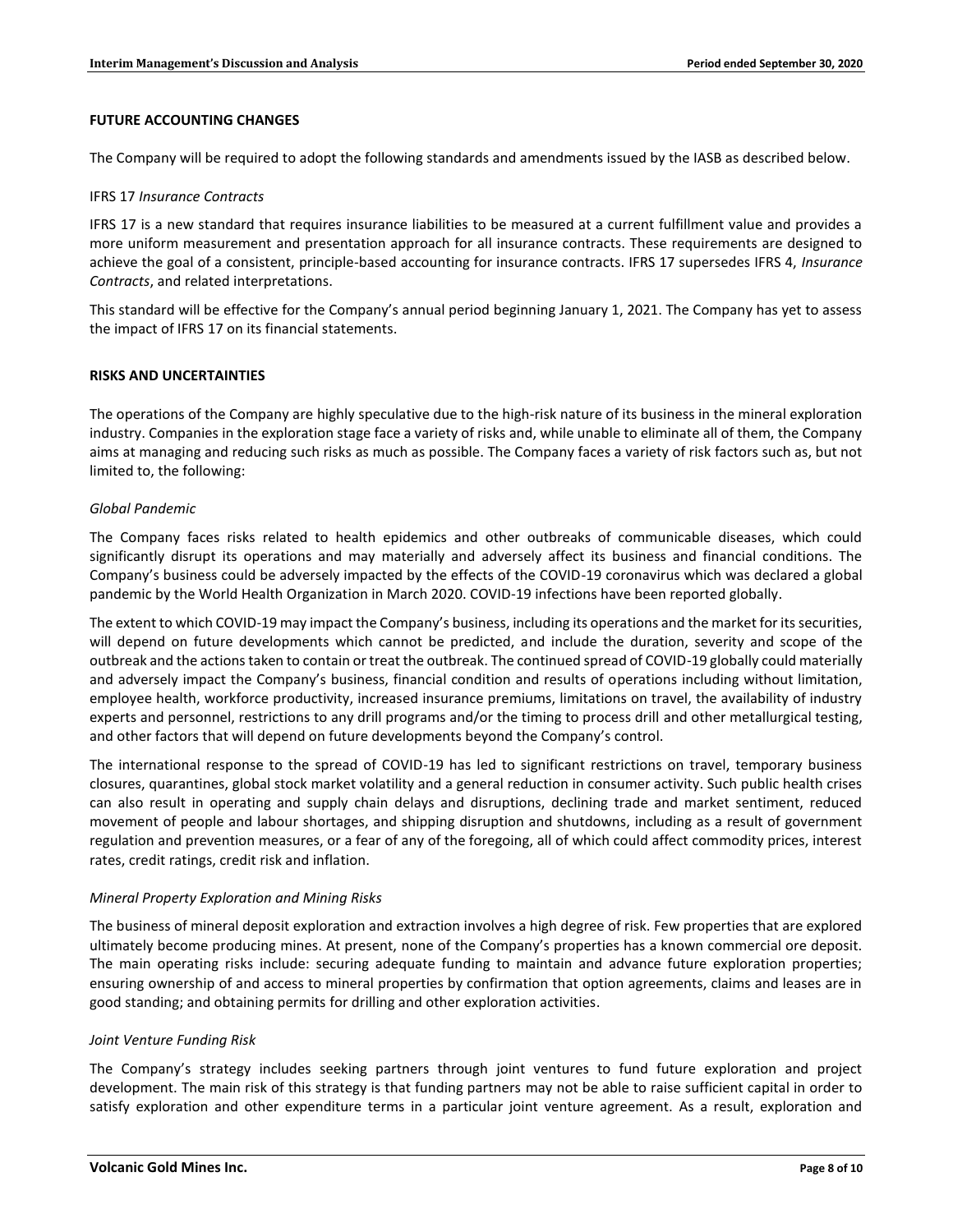## FUTURE ACCOUNTING CHANGES

The Company will be required to adopt the following standards and amendments issued by the IASB as described below.

IFRS 17 *Insurance Contracts*

IFRS 17 is a new standard that requires insurance liabilities to be measured at a current fulfillment value and provides a more uniform measurement and presentation approach for all insurance contracts. These requirements are designed to achieve the goal of a consistent, principle-based accounting for insurance contracts. IFRS 17 supersedes IFRS 4, *Insurance Contracts*, and related interpretations.

This standard will be effective for the Company's annual period beginning January 1, 2021. The Company has yet to assess the impact of IFRS 17 on its financial statements.

## RISKS AND UNCERTAINTIES

The operations of the Company are highly speculative due to the high-risk nature of its business in the mineral exploration industry. Companies in the exploration stage face a variety of risks and, while unable to eliminate all of them, the Company aims at managing and reducing such risks as much as possible. The Company faces a variety of risk factors such as, but not limited to, the following:

*Global Pandemic*

The Company faces risks related to health epidemics and other outbreaks of communicable diseases, which could significantly disrupt its operations and may materially and adversely affect its business and financial conditions. The Company's business could be adversely impacted by the effects of the COVID-19 coronavirus which was declared a global pandemic by the World Health Organization in March 2020. COVID-19 infections have been reported globally.

The extent to which COVID-19 may impact the Company's business, including its operations and the market for its securities, will depend on future developments which cannot be predicted, and include the duration, severity and scope of the outbreak and the actions taken to contain or treat the outbreak. The continued spread of COVID-19 globally could materially and adversely impact the Company's business, financial condition and results of operations including without limitation, employee health, workforce productivity, increased insurance premiums, limitations on travel, the availability of industry experts and personnel, restrictions to any drill programs and/or the timing to process drill and other metallurgical testing, and other factors that will depend on future developments beyond the Company's control.

The international response to the spread of COVID-19 has led to significant restrictions on travel, temporary business closures, quarantines, global stock market volatility and a general reduction in consumer activity. Such public health crises can also result in operating and supply chain delays and disruptions, declining trade and market sentiment, reduced movement of people and labour shortages, and shipping disruption and shutdowns, including as a result of government regulation and prevention measures, or a fear of any of the foregoing, all of which could affect commodity prices, interest rates, credit ratings, credit risk and inflation.

*Mineral Property Exploration and Mining Risks*

The business of mineral deposit exploration and extraction involves a high degree of risk. Few properties that are explored ultimately become producing mines. At present, none of the Company's properties has a known commercial ore deposit. The main operating risks include: securing adequate funding to maintain and advance future exploration properties; ensuring ownership of and access to mineral properties by confirmation that option agreements, claims and leases are in good standing; and obtaining permits for drilling and other exploration activities.

*Joint Venture Funding Risk*

The Company's strategy includes seeking partners through joint ventures to fund future exploration and project development. The main risk of this strategy is that funding partners may not be able to raise sufficient capital in order to satisfy exploration and other expenditure terms in a particular joint venture agreement. As a result, exploration and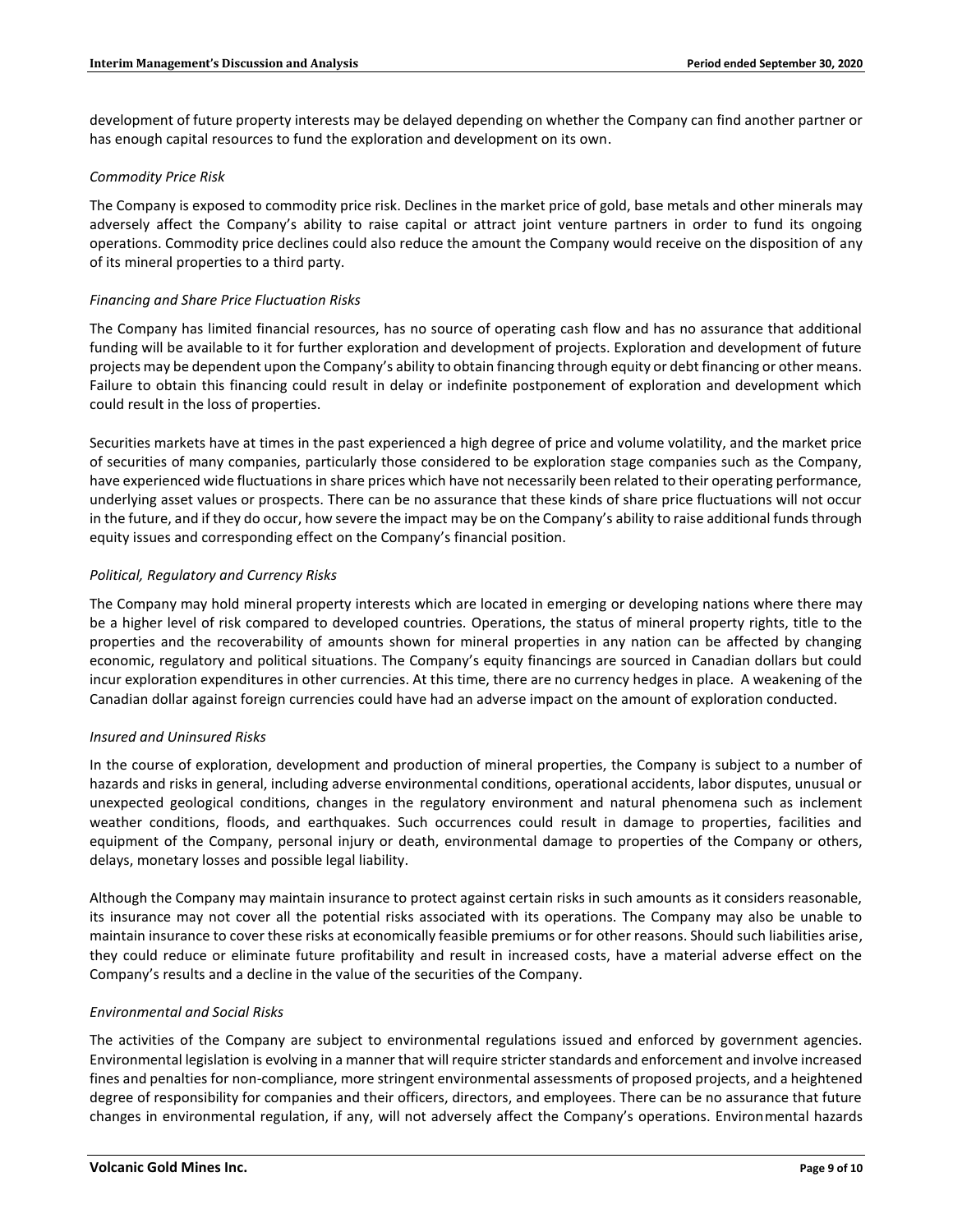development of future property interests may be delayed depending on whether the Company can find another partner or has enough capital resources to fund the exploration and development on its own.

*Commodity Price Risk*

The Company is exposed to commodity price risk. Declines in the market price of gold, base metals and other minerals may adversely affect the Company's ability to raise capital or attract joint venture partners in order to fund its ongoing operations. Commodity price declines could also reduce the amount the Company would receive on the disposition of any of its mineral properties to a third party.

*Financing and Share Price Fluctuation Risks*

The Company has limited financial resources, has no source of operating cash flow and has no assurance that additional funding will be available to it for further exploration and development of projects. Exploration and development of future projects may be dependent upon the Company's ability to obtain financing through equity or debt financing or other means. Failure to obtain this financing could result in delay or indefinite postponement of exploration and development which could result in the loss of properties.

Securities markets have at times in the past experienced a high degree of price and volume volatility, and the market price of securities of many companies, particularly those considered to be exploration stage companies such as the Company, have experienced wide fluctuations in share prices which have not necessarily been related to their operating performance, underlying asset values or prospects. There can be no assurance that these kinds of share price fluctuations will not occur in the future, and if they do occur, how severe the impact may be on the Company's ability to raise additional funds through equity issues and corresponding effect on the Company's financial position.

*Political, Regulatory and Currency Risks*

The Company may hold mineral property interests which are located in emerging or developing nations where there may be a higher level of risk compared to developed countries. Operations, the status of mineral property rights, title to the properties and the recoverability of amounts shown for mineral properties in any nation can be affected by changing economic, regulatory and political situations. The Company's equity financings are sourced in Canadian dollars but could incur exploration expenditures in other currencies. At this time, there are no currency hedges in place. A weakening of the Canadian dollar against foreign currencies could have had an adverse impact on the amount of exploration conducted.

*Insured and Uninsured Risks*

In the course of exploration, development and production of mineral properties, the Company is subject to a number of hazards and risks in general, including adverse environmental conditions, operational accidents, labor disputes, unusual or unexpected geological conditions, changes in the regulatory environment and natural phenomena such as inclement weather conditions, floods, and earthquakes. Such occurrences could result in damage to properties, facilities and equipment of the Company, personal injury or death, environmental damage to properties of the Company or others, delays, monetary losses and possible legal liability.

Although the Company may maintain insurance to protect against certain risks in such amounts as it considers reasonable, its insurance may not cover all the potential risks associated with its operations. The Company may also be unable to maintain insurance to cover these risks at economically feasible premiums or for other reasons. Should such liabilities arise, they could reduce or eliminate future profitability and result in increased costs, have a material adverse effect on the Company's results and a decline in the value of the securities of the Company.

*Environmental and Social Risks*

The activities of the Company are subject to environmental regulations issued and enforced by government agencies. Environmental legislation is evolving in a manner that will require stricter standards and enforcement and involve increased fines and penalties for non-compliance, more stringent environmental assessments of proposed projects, and a heightened degree of responsibility for companies and their officers, directors, and employees. There can be no assurance that future changes in environmental regulation, if any, will not adversely affect the Company's operations. Environmental hazards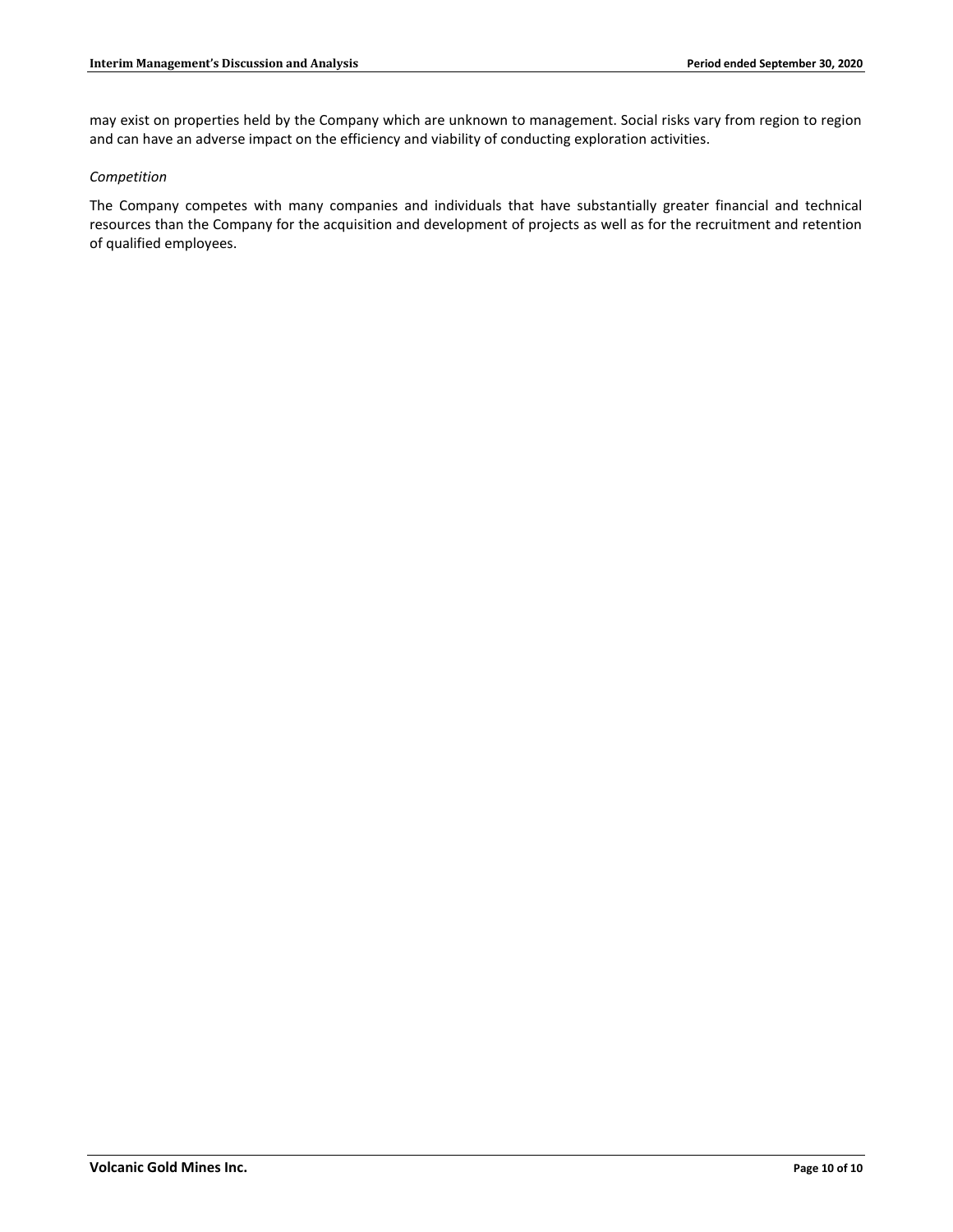may exist on properties held by the Company which are unknown to management. Social risks vary from region to region and can have an adverse impact on the efficiency and viability of conducting exploration activities.

*Competition*

The Company competes with many companies and individuals that have substantially greater financial and technical resources than the Company for the acquisition and development of projects as well as for the recruitment and retention of qualified employees.